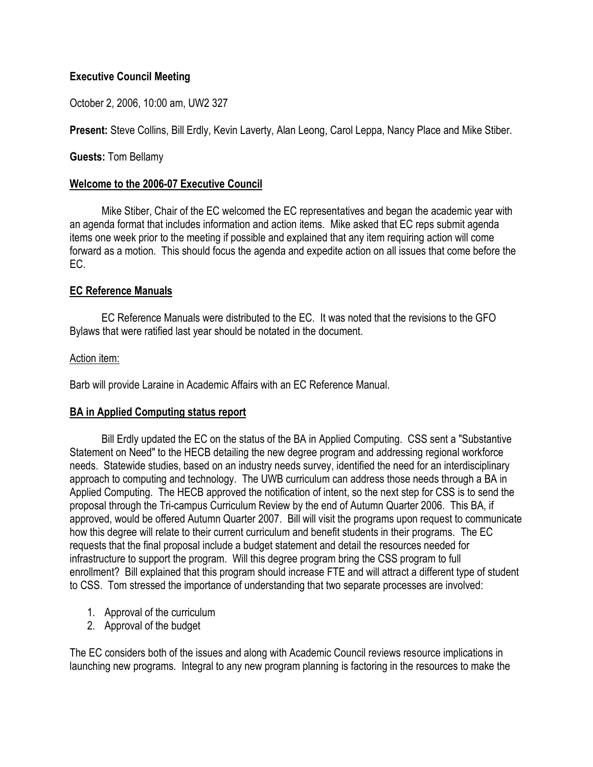**Executive Council Meeting**

October 2, 2006, 10:00 am, UW2 327

**Present:** Steve Collins, Bill Erdly, Kevin Laverty, Alan Leong, Carol Leppa, Nancy Place and Mike Stiber.

**Guests:** Tom Bellamy

## Welcome to the 2006-07 Executive Council

Mike Stiber, Chair of the EC welcomed the EC representatives and began the academic year with an agenda format that includes information and action items. Mike asked that EC reps submit agenda items one week prior to the meeting if possible and explained that any item requiring action will come forward as a motion. This should focus the agenda and expedite action on all issues that come before the EC.

## EC Reference Manuals

EC Reference Manuals were distributed to the EC. It was noted that the revisions to the GFO Bylaws that were ratified last year should be notated in the document.

Action item:

Barb will provide Laraine in Academic Affairs with an EC Reference Manual.

## BA in Applied Computing status report

Bill Erdly updated the EC on the status of the BA in Applied Computing. CSS sent a "Substantive Statement on Need" to the HECB detailing the new degree program and addressing regional workforce needs. Statewide studies, based on an industry needs survey, identified the need for an interdisciplinary approach to computing and technology. The UWB curriculum can address those needs through a BA in Applied Computing. The HECB approved the notification of intent, so the next step for CSS is to send the proposal through the Tri-campus Curriculum Review by the end of Autumn Quarter 2006. This BA, if approved, would be offered Autumn Quarter 2007. Bill will visit the programs upon request to communicate how this degree will relate to their current curriculum and benefit students in their programs. The EC requests that the final proposal include a budget statement and detail the resources needed for infrastructure to support the program. Will this degree program bring the CSS program to full enrollment? Bill explained that this program should increase FTE and will attract a different type of student to CSS. Tom stressed the importance of understanding that two separate processes are involved:

1. Approval of the curriculum
2. Approval of the budget

The EC considers both of the issues and along with Academic Council reviews resource implications in launching new programs. Integral to any new program planning is factoring in the resources to make the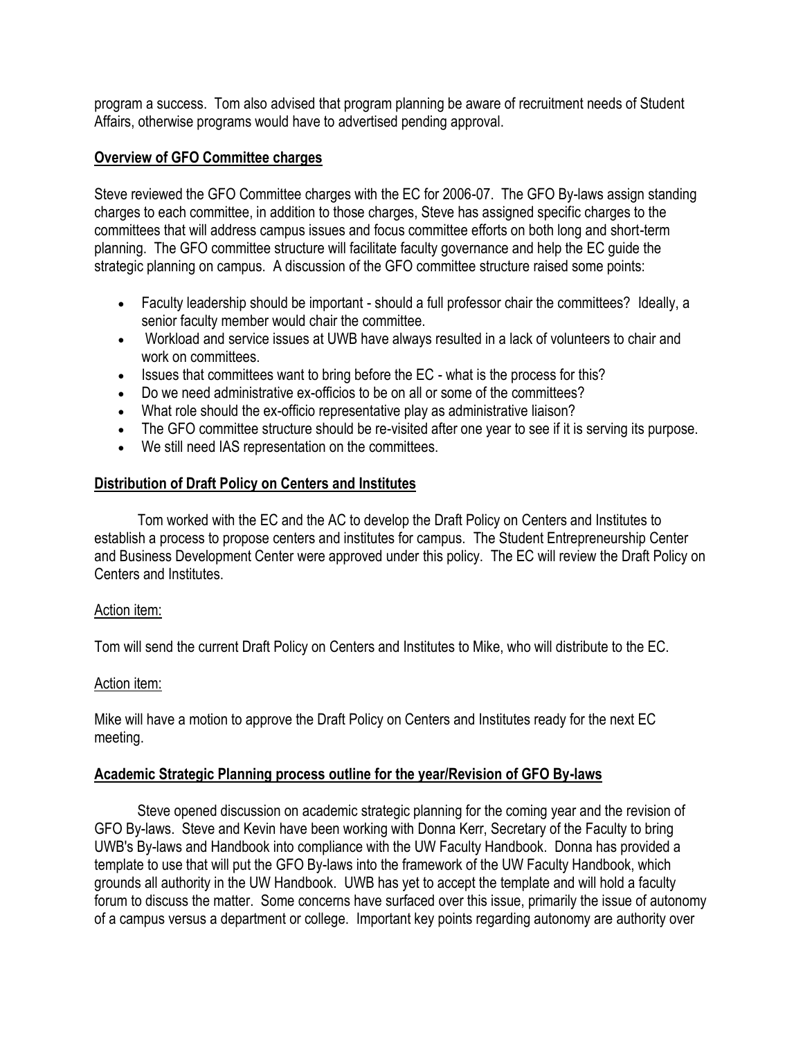program a success. Tom also advised that program planning be aware of recruitment needs of Student Affairs, otherwise programs would have to advertised pending approval.

**Overview of GFO Committee charges**

Steve reviewed the GFO Committee charges with the EC for 2006-07. The GFO By-laws assign standing charges to each committee, in addition to those charges, Steve has assigned specific charges to the committees that will address campus issues and focus committee efforts on both long and short-term planning. The GFO committee structure will facilitate faculty governance and help the EC guide the strategic planning on campus. A discussion of the GFO committee structure raised some points:

- Faculty leadership should be important - should a full professor chair the committees? Ideally, a senior faculty member would chair the committee.
- Workload and service issues at UWB have always resulted in a lack of volunteers to chair and work on committees.
- Issues that committees want to bring before the EC - what is the process for this?
- Do we need administrative ex-officios to be on all or some of the committees?
- What role should the ex-officio representative play as administrative liaison?
- The GFO committee structure should be re-visited after one year to see if it is serving its purpose.
- We still need IAS representation on the committees.

**Distribution of Draft Policy on Centers and Institutes**

Tom worked with the EC and the AC to develop the Draft Policy on Centers and Institutes to establish a process to propose centers and institutes for campus. The Student Entrepreneurship Center and Business Development Center were approved under this policy. The EC will review the Draft Policy on Centers and Institutes.

Action item:

Tom will send the current Draft Policy on Centers and Institutes to Mike, who will distribute to the EC.

Action item:

Mike will have a motion to approve the Draft Policy on Centers and Institutes ready for the next EC meeting.

**Academic Strategic Planning process outline for the year/Revision of GFO By-laws**

Steve opened discussion on academic strategic planning for the coming year and the revision of GFO By-laws. Steve and Kevin have been working with Donna Kerr, Secretary of the Faculty to bring UWB's By-laws and Handbook into compliance with the UW Faculty Handbook. Donna has provided a template to use that will put the GFO By-laws into the framework of the UW Faculty Handbook, which grounds all authority in the UW Handbook. UWB has yet to accept the template and will hold a faculty forum to discuss the matter. Some concerns have surfaced over this issue, primarily the issue of autonomy of a campus versus a department or college. Important key points regarding autonomy are authority over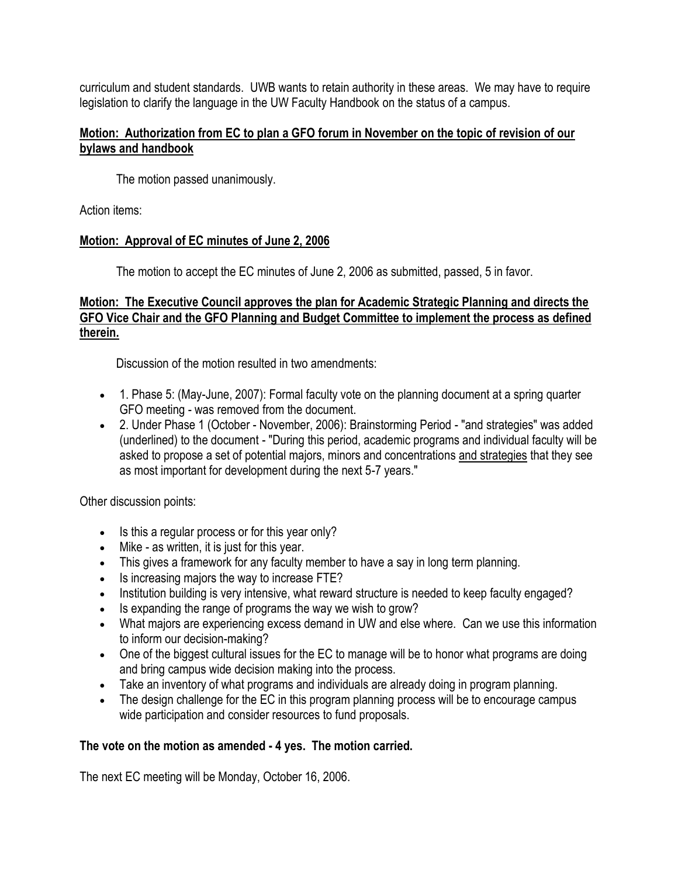curriculum and student standards. UWB wants to retain authority in these areas. We may have to require legislation to clarify the language in the UW Faculty Handbook on the status of a campus.

**Motion: Authorization from EC to plan a GFO forum in November on the topic of revision of our bylaws and handbook**

The motion passed unanimously.

Action items:

**Motion: Approval of EC minutes of June 2, 2006**

The motion to accept the EC minutes of June 2, 2006 as submitted, passed, 5 in favor.

**Motion: The Executive Council approves the plan for Academic Strategic Planning and directs the GFO Vice Chair and the GFO Planning and Budget Committee to implement the process as defined therein.**

Discussion of the motion resulted in two amendments:

- 1. Phase 5: (May-June, 2007): Formal faculty vote on the planning document at a spring quarter GFO meeting - was removed from the document.
- 2. Under Phase 1 (October - November, 2006): Brainstorming Period - "and strategies" was added (underlined) to the document - "During this period, academic programs and individual faculty will be asked to propose a set of potential majors, minors and concentrations and strategies that they see as most important for development during the next 5-7 years."

Other discussion points:

- Is this a regular process or for this year only?
- Mike - as written, it is just for this year.
- This gives a framework for any faculty member to have a say in long term planning.
- Is increasing majors the way to increase FTE?
- Institution building is very intensive, what reward structure is needed to keep faculty engaged?
- Is expanding the range of programs the way we wish to grow?
- What majors are experiencing excess demand in UW and else where. Can we use this information to inform our decision-making?
- One of the biggest cultural issues for the EC to manage will be to honor what programs are doing and bring campus wide decision making into the process.
- Take an inventory of what programs and individuals are already doing in program planning.
- The design challenge for the EC in this program planning process will be to encourage campus wide participation and consider resources to fund proposals.

**The vote on the motion as amended - 4 yes. The motion carried.**

The next EC meeting will be Monday, October 16, 2006.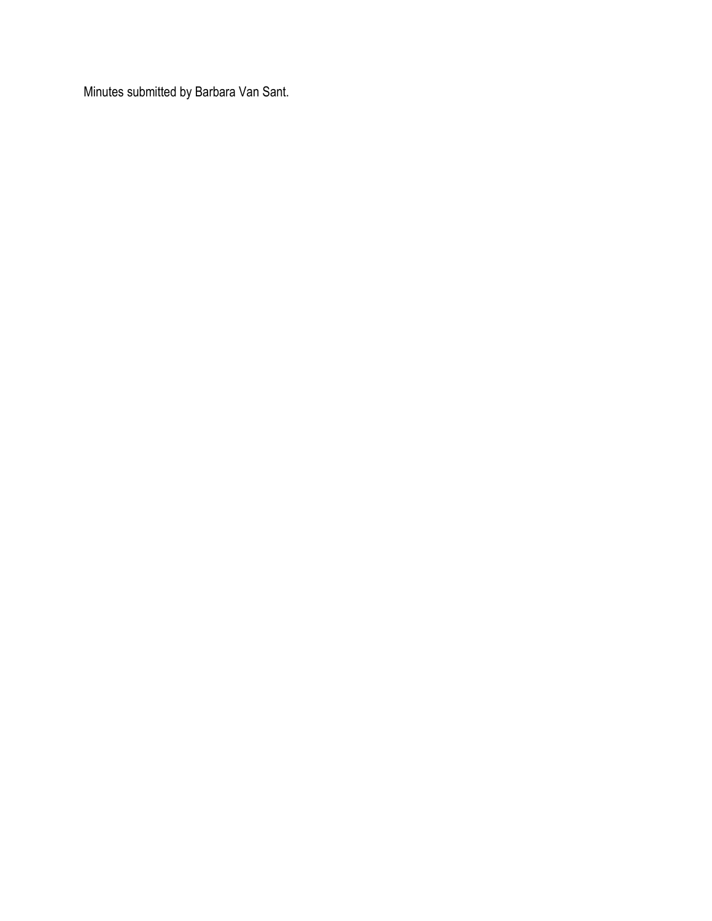Minutes submitted by Barbara Van Sant.